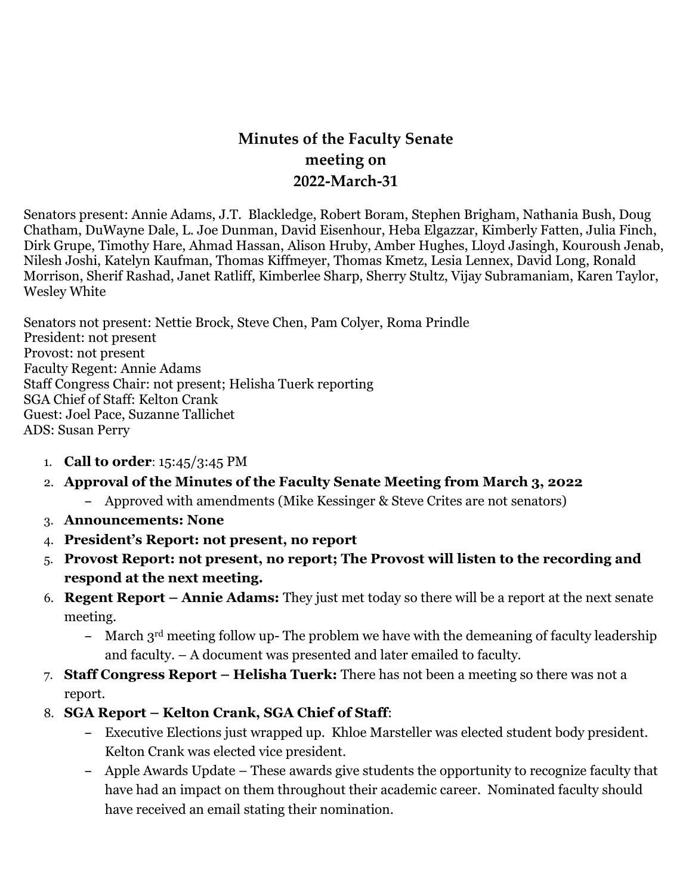# Minutes of the Faculty Senate meeting on 2022-March-31

Senators present: Annie Adams, J.T. Blackledge, Robert Boram, Stephen Brigham, Nathania Bush, Doug Chatham, DuWayne Dale, L. Joe Dunman, David Eisenhour, Heba Elgazzar, Kimberly Fatten, Julia Finch, Dirk Grupe, Timothy Hare, Ahmad Hassan, Alison Hruby, Amber Hughes, Lloyd Jasingh, Kouroush Jenab, Nilesh Joshi, Katelyn Kaufman, Thomas Kiffmeyer, Thomas Kmetz, Lesia Lennex, David Long, Ronald Morrison, Sherif Rashad, Janet Ratliff, Kimberlee Sharp, Sherry Stultz, Vijay Subramaniam, Karen Taylor, Wesley White

Senators not present: Nettie Brock, Steve Chen, Pam Colyer, Roma Prindle
President: not present
Provost: not present
Faculty Regent: Annie Adams
Staff Congress Chair: not present; Helisha Tuerk reporting
SGA Chief of Staff: Kelton Crank
Guest: Joel Pace, Suzanne Tallichet
ADS: Susan Perry

1. **Call to order**: 15:45/3:45 PM
2. **Approval of the Minutes of the Faculty Senate Meeting from March 3, 2022**
   - Approved with amendments (Mike Kessinger & Steve Crites are not senators)
3. **Announcements: None**
4. **President's Report: not present, no report**
5. **Provost Report: not present, no report; The Provost will listen to the recording and respond at the next meeting.**
6. **Regent Report – Annie Adams:** They just met today so there will be a report at the next senate meeting.
   - March 3rd meeting follow up- The problem we have with the demeaning of faculty leadership and faculty. – A document was presented and later emailed to faculty.
7. **Staff Congress Report – Helisha Tuerk:** There has not been a meeting so there was not a report.
8. **SGA Report – Kelton Crank, SGA Chief of Staff**:
   - Executive Elections just wrapped up. Khloe Marsteller was elected student body president. Kelton Crank was elected vice president.
   - Apple Awards Update – These awards give students the opportunity to recognize faculty that have had an impact on them throughout their academic career. Nominated faculty should have received an email stating their nomination.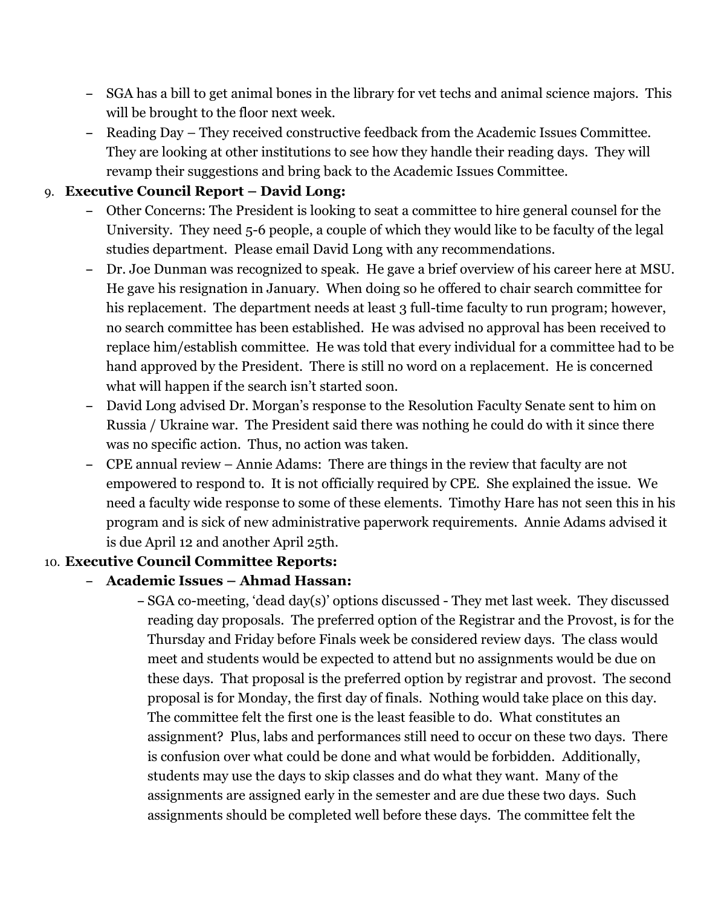- SGA has a bill to get animal bones in the library for vet techs and animal science majors. This will be brought to the floor next week.
- Reading Day – They received constructive feedback from the Academic Issues Committee. They are looking at other institutions to see how they handle their reading days. They will revamp their suggestions and bring back to the Academic Issues Committee.

9. **Executive Council Report – David Long:**
   - Other Concerns: The President is looking to seat a committee to hire general counsel for the University. They need 5-6 people, a couple of which they would like to be faculty of the legal studies department. Please email David Long with any recommendations.
   - Dr. Joe Dunman was recognized to speak. He gave a brief overview of his career here at MSU. He gave his resignation in January. When doing so he offered to chair search committee for his replacement. The department needs at least 3 full-time faculty to run program; however, no search committee has been established. He was advised no approval has been received to replace him/establish committee. He was told that every individual for a committee had to be hand approved by the President. There is still no word on a replacement. He is concerned what will happen if the search isn't started soon.
   - David Long advised Dr. Morgan's response to the Resolution Faculty Senate sent to him on Russia / Ukraine war. The President said there was nothing he could do with it since there was no specific action. Thus, no action was taken.
   - CPE annual review – Annie Adams: There are things in the review that faculty are not empowered to respond to. It is not officially required by CPE. She explained the issue. We need a faculty wide response to some of these elements. Timothy Hare has not seen this in his program and is sick of new administrative paperwork requirements. Annie Adams advised it is due April 12 and another April 25th.

10. **Executive Council Committee Reports:**
    - **Academic Issues – Ahmad Hassan:**
      - SGA co-meeting, 'dead day(s)' options discussed - They met last week. They discussed reading day proposals. The preferred option of the Registrar and the Provost, is for the Thursday and Friday before Finals week be considered review days. The class would meet and students would be expected to attend but no assignments would be due on these days. That proposal is the preferred option by registrar and provost. The second proposal is for Monday, the first day of finals. Nothing would take place on this day. The committee felt the first one is the least feasible to do. What constitutes an assignment? Plus, labs and performances still need to occur on these two days. There is confusion over what could be done and what would be forbidden. Additionally, students may use the days to skip classes and do what they want. Many of the assignments are assigned early in the semester and are due these two days. Such assignments should be completed well before these days. The committee felt the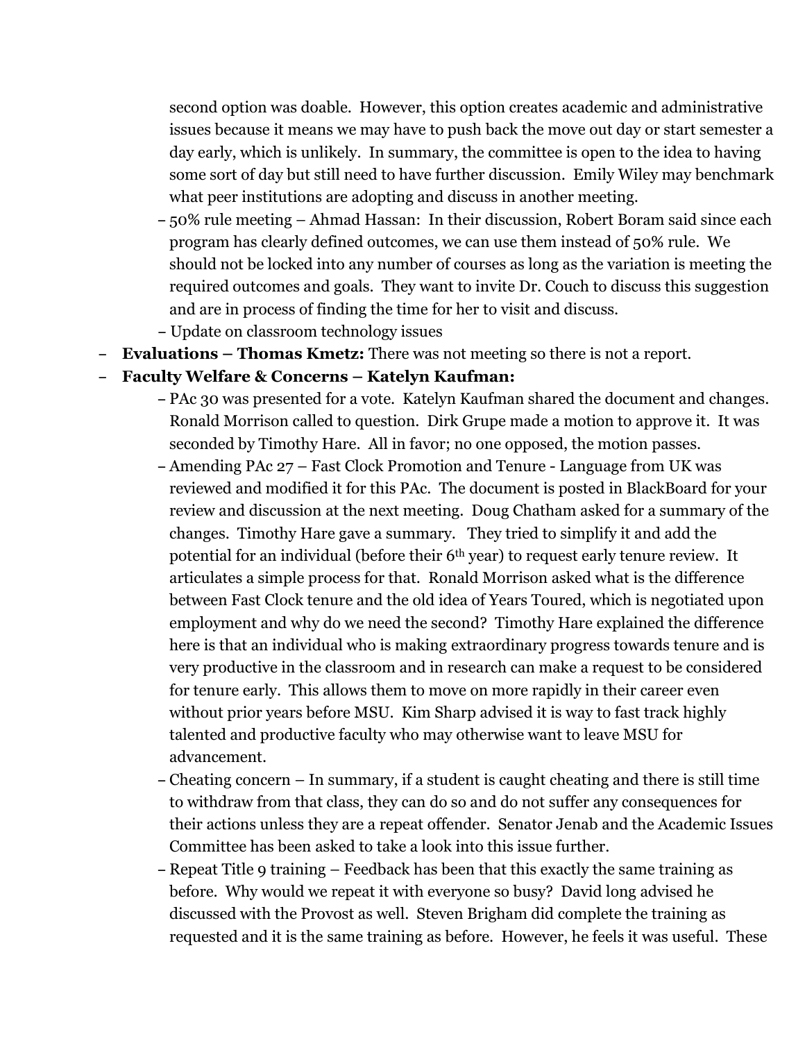second option was doable. However, this option creates academic and administrative issues because it means we may have to push back the move out day or start semester a day early, which is unlikely. In summary, the committee is open to the idea to having some sort of day but still need to have further discussion. Emily Wiley may benchmark what peer institutions are adopting and discuss in another meeting.

  - 50% rule meeting – Ahmad Hassan: In their discussion, Robert Boram said since each program has clearly defined outcomes, we can use them instead of 50% rule. We should not be locked into any number of courses as long as the variation is meeting the required outcomes and goals. They want to invite Dr. Couch to discuss this suggestion and are in process of finding the time for her to visit and discuss.
  - Update on classroom technology issues

- **Evaluations – Thomas Kmetz:** There was not meeting so there is not a report.
- **Faculty Welfare & Concerns – Katelyn Kaufman:**
  - PAc 30 was presented for a vote. Katelyn Kaufman shared the document and changes. Ronald Morrison called to question. Dirk Grupe made a motion to approve it. It was seconded by Timothy Hare. All in favor; no one opposed, the motion passes.
  - Amending PAc 27 – Fast Clock Promotion and Tenure - Language from UK was reviewed and modified it for this PAc. The document is posted in BlackBoard for your review and discussion at the next meeting. Doug Chatham asked for a summary of the changes. Timothy Hare gave a summary. They tried to simplify it and add the potential for an individual (before their 6th year) to request early tenure review. It articulates a simple process for that. Ronald Morrison asked what is the difference between Fast Clock tenure and the old idea of Years Toured, which is negotiated upon employment and why do we need the second? Timothy Hare explained the difference here is that an individual who is making extraordinary progress towards tenure and is very productive in the classroom and in research can make a request to be considered for tenure early. This allows them to move on more rapidly in their career even without prior years before MSU. Kim Sharp advised it is way to fast track highly talented and productive faculty who may otherwise want to leave MSU for advancement.
  - Cheating concern – In summary, if a student is caught cheating and there is still time to withdraw from that class, they can do so and do not suffer any consequences for their actions unless they are a repeat offender. Senator Jenab and the Academic Issues Committee has been asked to take a look into this issue further.
  - Repeat Title 9 training – Feedback has been that this exactly the same training as before. Why would we repeat it with everyone so busy? David long advised he discussed with the Provost as well. Steven Brigham did complete the training as requested and it is the same training as before. However, he feels it was useful. These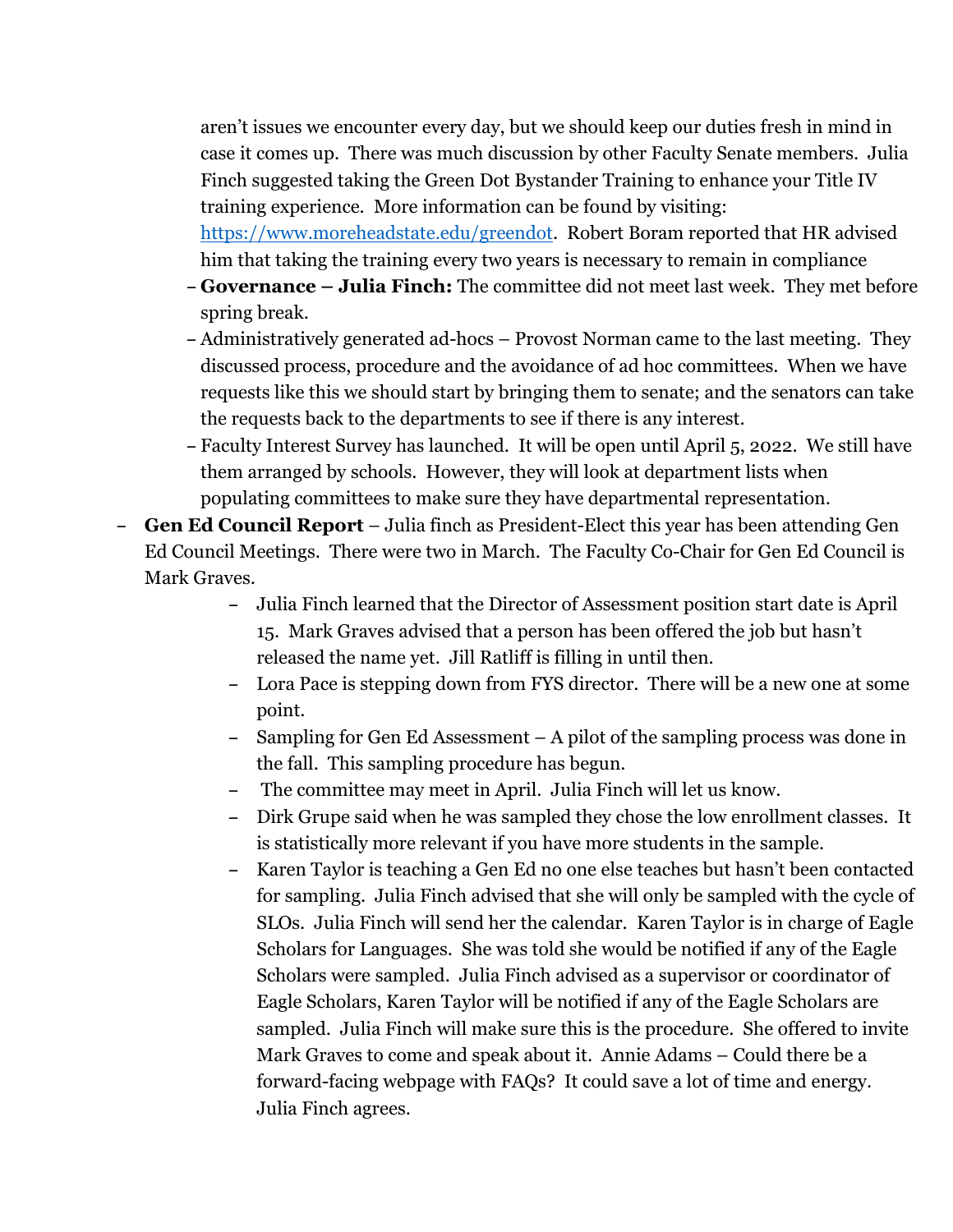aren't issues we encounter every day, but we should keep our duties fresh in mind in case it comes up. There was much discussion by other Faculty Senate members. Julia Finch suggested taking the Green Dot Bystander Training to enhance your Title IV training experience. More information can be found by visiting: [https://www.moreheadstate.edu/greendot](https://www.moreheadstate.edu/greendot). Robert Boram reported that HR advised him that taking the training every two years is necessary to remain in compliance

- **Governance – Julia Finch:** The committee did not meet last week. They met before spring break.
- Administratively generated ad-hocs – Provost Norman came to the last meeting. They discussed process, procedure and the avoidance of ad hoc committees. When we have requests like this we should start by bringing them to senate; and the senators can take the requests back to the departments to see if there is any interest.
- Faculty Interest Survey has launched. It will be open until April 5, 2022. We still have them arranged by schools. However, they will look at department lists when populating committees to make sure they have departmental representation.

- **Gen Ed Council Report** – Julia finch as President-Elect this year has been attending Gen Ed Council Meetings. There were two in March. The Faculty Co-Chair for Gen Ed Council is Mark Graves.
  - Julia Finch learned that the Director of Assessment position start date is April 15. Mark Graves advised that a person has been offered the job but hasn't released the name yet. Jill Ratliff is filling in until then.
  - Lora Pace is stepping down from FYS director. There will be a new one at some point.
  - Sampling for Gen Ed Assessment – A pilot of the sampling process was done in the fall. This sampling procedure has begun.
  - The committee may meet in April. Julia Finch will let us know.
  - Dirk Grupe said when he was sampled they chose the low enrollment classes. It is statistically more relevant if you have more students in the sample.
  - Karen Taylor is teaching a Gen Ed no one else teaches but hasn't been contacted for sampling. Julia Finch advised that she will only be sampled with the cycle of SLOs. Julia Finch will send her the calendar. Karen Taylor is in charge of Eagle Scholars for Languages. She was told she would be notified if any of the Eagle Scholars were sampled. Julia Finch advised as a supervisor or coordinator of Eagle Scholars, Karen Taylor will be notified if any of the Eagle Scholars are sampled. Julia Finch will make sure this is the procedure. She offered to invite Mark Graves to come and speak about it. Annie Adams – Could there be a forward-facing webpage with FAQs? It could save a lot of time and energy. Julia Finch agrees.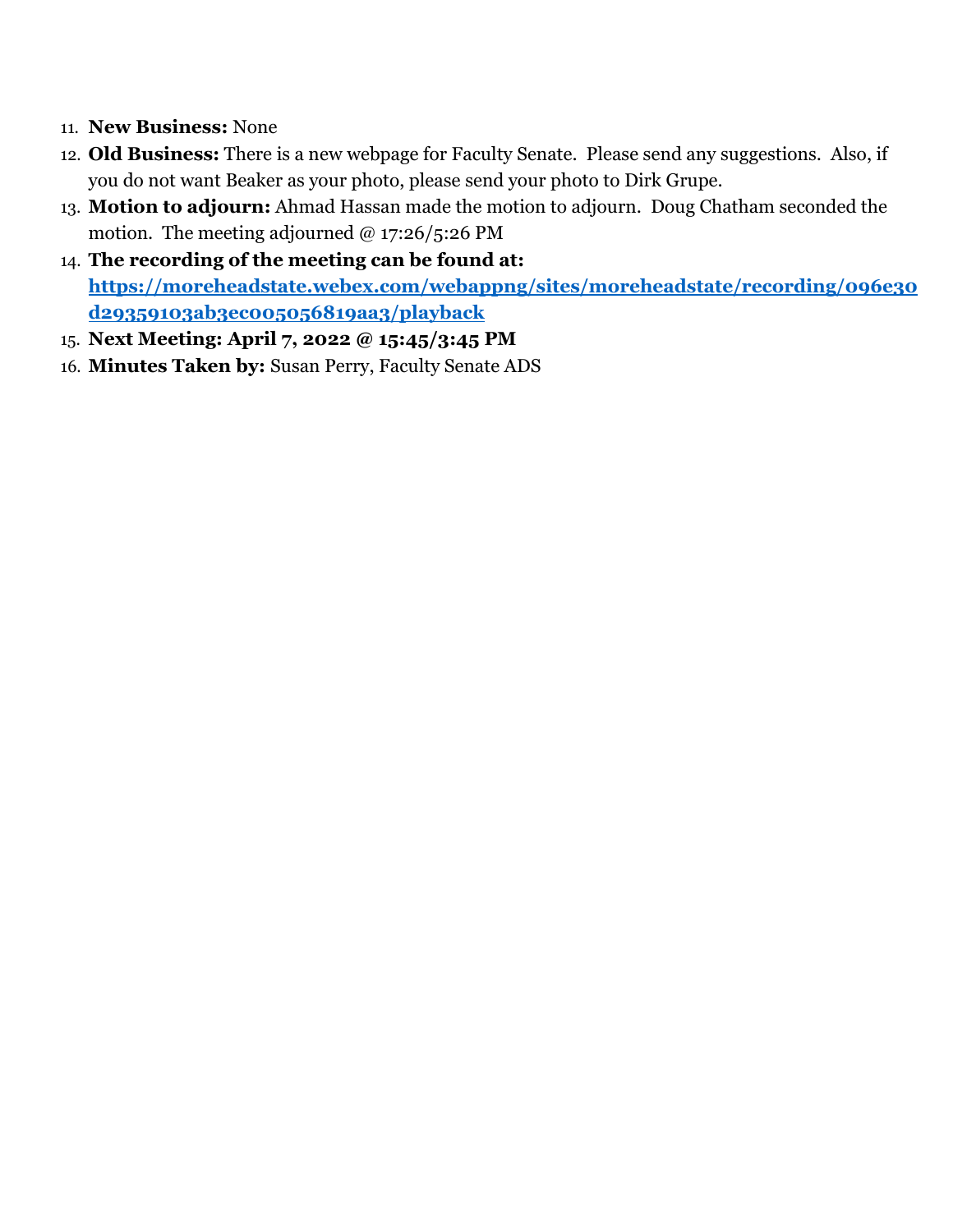11. **New Business:** None
12. **Old Business:** There is a new webpage for Faculty Senate. Please send any suggestions. Also, if you do not want Beaker as your photo, please send your photo to Dirk Grupe.
13. **Motion to adjourn:** Ahmad Hassan made the motion to adjourn. Doug Chatham seconded the motion. The meeting adjourned @ 17:26/5:26 PM
14. **The recording of the meeting can be found at:** **[https://moreheadstate.webex.com/webappng/sites/moreheadstate/recording/096e30d29359103ab3ec005056819aa3/playback](https://moreheadstate.webex.com/webappng/sites/moreheadstate/recording/096e30d29359103ab3ec005056819aa3/playback)**
15. **Next Meeting: April 7, 2022 @ 15:45/3:45 PM**
16. **Minutes Taken by:** Susan Perry, Faculty Senate ADS